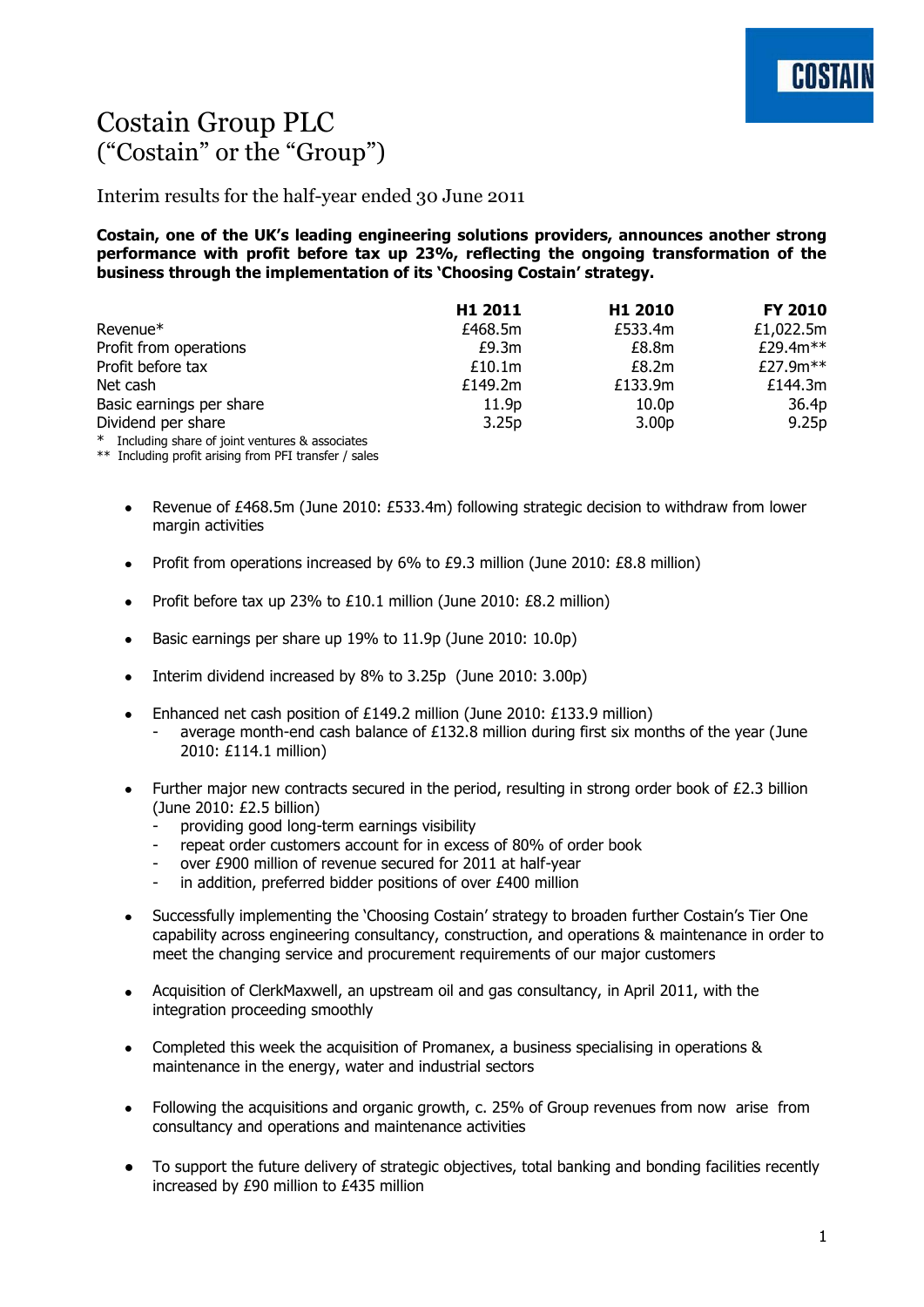# Costain Group PLC
# ("Costain" or the "Group")

## Interim results for the half-year ended 30 June 2011

**Costain, one of the UK's leading engineering solutions providers, announces another strong performance with profit before tax up 23%, reflecting the ongoing transformation of the business through the implementation of its 'Choosing Costain' strategy.**

| | H1 2011 | H1 2010 | FY 2010 |
|---|---|---|---|
| Revenue* | £468.5m | £533.4m | £1,022.5m |
| Profit from operations | £9.3m | £8.8m | £29.4m** |
| Profit before tax | £10.1m | £8.2m | £27.9m** |
| Net cash | £149.2m | £133.9m | £144.3m |
| Basic earnings per share | 11.9p | 10.0p | 36.4p |
| Dividend per share | 3.25p | 3.00p | 9.25p |

\* Including share of joint ventures & associates
\*\* Including profit arising from PFI transfer / sales

- Revenue of £468.5m (June 2010: £533.4m) following strategic decision to withdraw from lower margin activities
- Profit from operations increased by 6% to £9.3 million (June 2010: £8.8 million)
- Profit before tax up 23% to £10.1 million (June 2010: £8.2 million)
- Basic earnings per share up 19% to 11.9p (June 2010: 10.0p)
- Interim dividend increased by 8% to 3.25p (June 2010: 3.00p)
- Enhanced net cash position of £149.2 million (June 2010: £133.9 million)
  - average month-end cash balance of £132.8 million during first six months of the year (June 2010: £114.1 million)
- Further major new contracts secured in the period, resulting in strong order book of £2.3 billion (June 2010: £2.5 billion)
  - providing good long-term earnings visibility
  - repeat order customers account for in excess of 80% of order book
  - over £900 million of revenue secured for 2011 at half-year
  - in addition, preferred bidder positions of over £400 million
- Successfully implementing the 'Choosing Costain' strategy to broaden further Costain's Tier One capability across engineering consultancy, construction, and operations & maintenance in order to meet the changing service and procurement requirements of our major customers
- Acquisition of ClerkMaxwell, an upstream oil and gas consultancy, in April 2011, with the integration proceeding smoothly
- Completed this week the acquisition of Promanex, a business specialising in operations & maintenance in the energy, water and industrial sectors
- Following the acquisitions and organic growth, c. 25% of Group revenues from now arise from consultancy and operations and maintenance activities
- To support the future delivery of strategic objectives, total banking and bonding facilities recently increased by £90 million to £435 million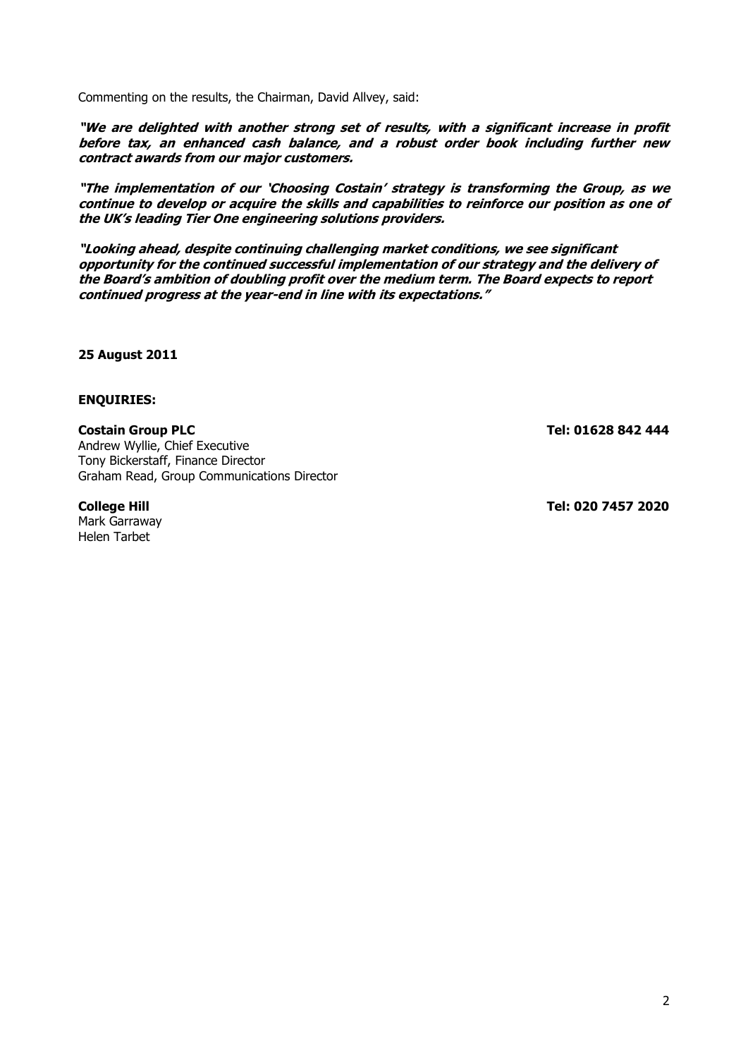Commenting on the results, the Chairman, David Allvey, said:

***"We are delighted with another strong set of results, with a significant increase in profit before tax, an enhanced cash balance, and a robust order book including further new contract awards from our major customers.***

***"The implementation of our 'Choosing Costain' strategy is transforming the Group, as we continue to develop or acquire the skills and capabilities to reinforce our position as one of the UK's leading Tier One engineering solutions providers.***

***"Looking ahead, despite continuing challenging market conditions, we see significant opportunity for the continued successful implementation of our strategy and the delivery of the Board's ambition of doubling profit over the medium term. The Board expects to report continued progress at the year-end in line with its expectations."***

**25 August 2011**

**ENQUIRIES:**

**Costain Group PLC** **Tel: 01628 842 444**
Andrew Wyllie, Chief Executive
Tony Bickerstaff, Finance Director
Graham Read, Group Communications Director

**College Hill** **Tel: 020 7457 2020**
Mark Garraway
Helen Tarbet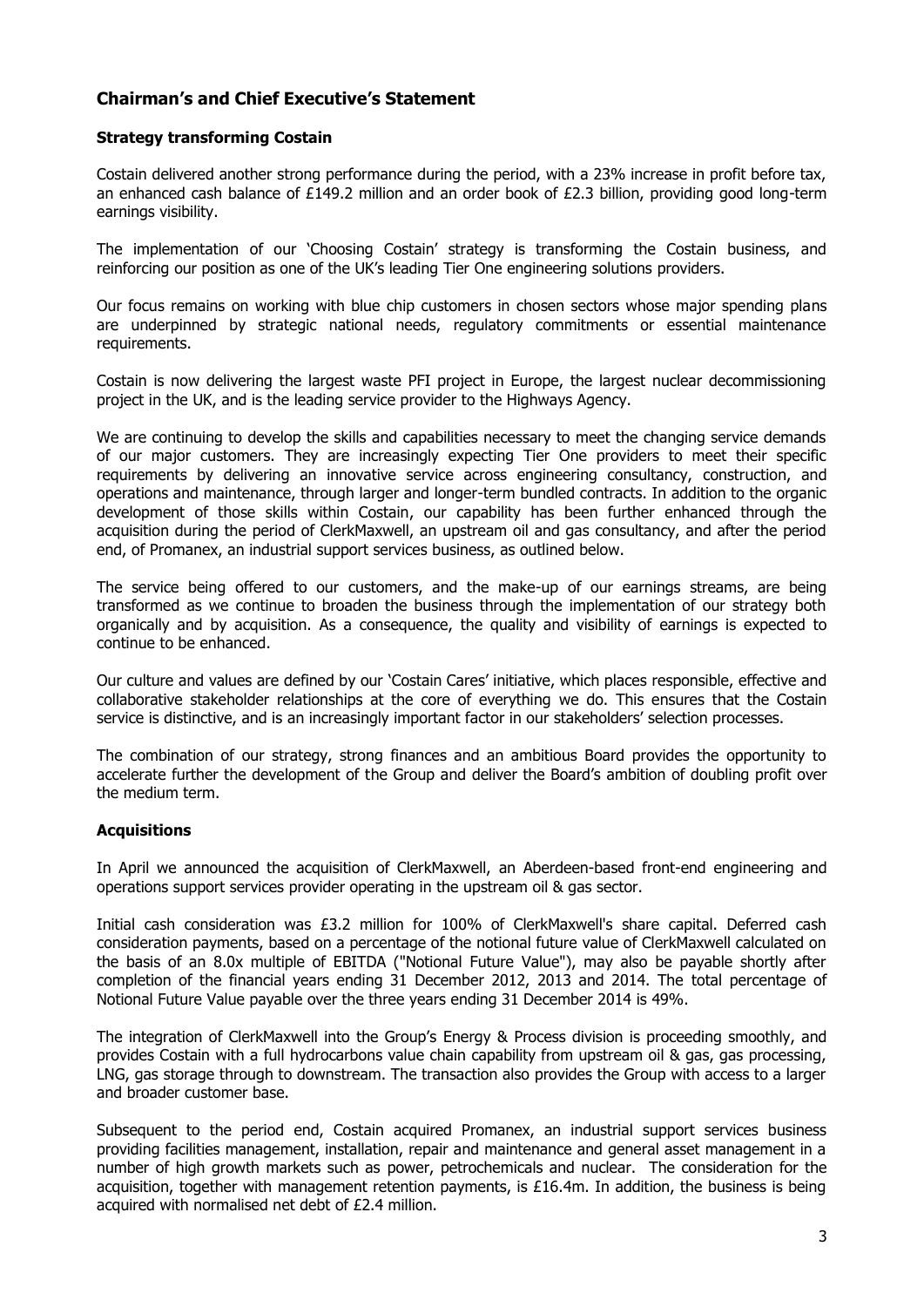## Chairman's and Chief Executive's Statement

### Strategy transforming Costain

Costain delivered another strong performance during the period, with a 23% increase in profit before tax, an enhanced cash balance of £149.2 million and an order book of £2.3 billion, providing good long-term earnings visibility.

The implementation of our 'Choosing Costain' strategy is transforming the Costain business, and reinforcing our position as one of the UK's leading Tier One engineering solutions providers.

Our focus remains on working with blue chip customers in chosen sectors whose major spending plans are underpinned by strategic national needs, regulatory commitments or essential maintenance requirements.

Costain is now delivering the largest waste PFI project in Europe, the largest nuclear decommissioning project in the UK, and is the leading service provider to the Highways Agency.

We are continuing to develop the skills and capabilities necessary to meet the changing service demands of our major customers. They are increasingly expecting Tier One providers to meet their specific requirements by delivering an innovative service across engineering consultancy, construction, and operations and maintenance, through larger and longer-term bundled contracts. In addition to the organic development of those skills within Costain, our capability has been further enhanced through the acquisition during the period of ClerkMaxwell, an upstream oil and gas consultancy, and after the period end, of Promanex, an industrial support services business, as outlined below.

The service being offered to our customers, and the make-up of our earnings streams, are being transformed as we continue to broaden the business through the implementation of our strategy both organically and by acquisition. As a consequence, the quality and visibility of earnings is expected to continue to be enhanced.

Our culture and values are defined by our 'Costain Cares' initiative, which places responsible, effective and collaborative stakeholder relationships at the core of everything we do. This ensures that the Costain service is distinctive, and is an increasingly important factor in our stakeholders' selection processes.

The combination of our strategy, strong finances and an ambitious Board provides the opportunity to accelerate further the development of the Group and deliver the Board's ambition of doubling profit over the medium term.

### Acquisitions

In April we announced the acquisition of ClerkMaxwell, an Aberdeen-based front-end engineering and operations support services provider operating in the upstream oil & gas sector.

Initial cash consideration was £3.2 million for 100% of ClerkMaxwell's share capital. Deferred cash consideration payments, based on a percentage of the notional future value of ClerkMaxwell calculated on the basis of an 8.0x multiple of EBITDA ("Notional Future Value"), may also be payable shortly after completion of the financial years ending 31 December 2012, 2013 and 2014. The total percentage of Notional Future Value payable over the three years ending 31 December 2014 is 49%.

The integration of ClerkMaxwell into the Group's Energy & Process division is proceeding smoothly, and provides Costain with a full hydrocarbons value chain capability from upstream oil & gas, gas processing, LNG, gas storage through to downstream. The transaction also provides the Group with access to a larger and broader customer base.

Subsequent to the period end, Costain acquired Promanex, an industrial support services business providing facilities management, installation, repair and maintenance and general asset management in a number of high growth markets such as power, petrochemicals and nuclear. The consideration for the acquisition, together with management retention payments, is £16.4m. In addition, the business is being acquired with normalised net debt of £2.4 million.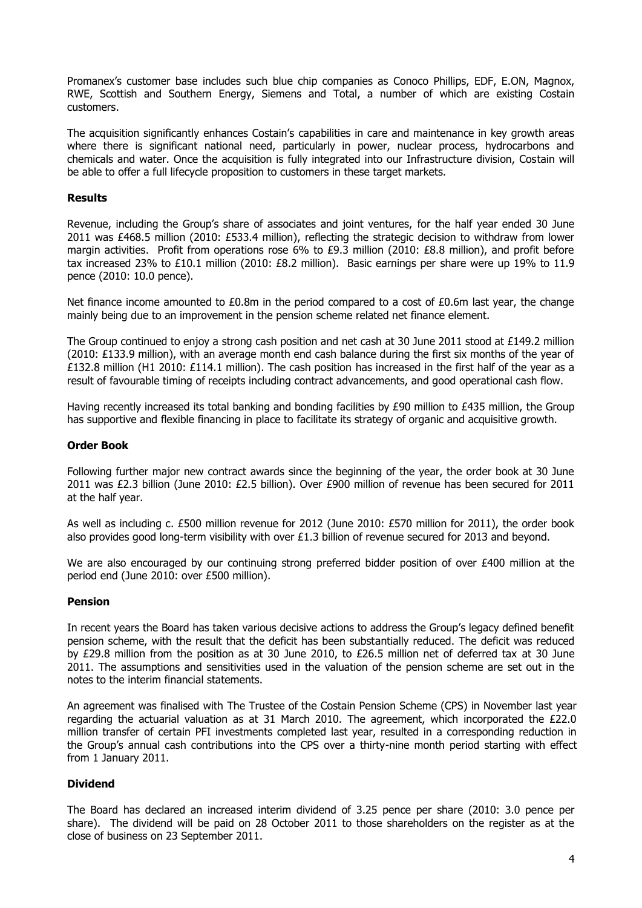Promanex's customer base includes such blue chip companies as Conoco Phillips, EDF, E.ON, Magnox, RWE, Scottish and Southern Energy, Siemens and Total, a number of which are existing Costain customers.

The acquisition significantly enhances Costain's capabilities in care and maintenance in key growth areas where there is significant national need, particularly in power, nuclear process, hydrocarbons and chemicals and water. Once the acquisition is fully integrated into our Infrastructure division, Costain will be able to offer a full lifecycle proposition to customers in these target markets.

**Results**

Revenue, including the Group's share of associates and joint ventures, for the half year ended 30 June 2011 was £468.5 million (2010: £533.4 million), reflecting the strategic decision to withdraw from lower margin activities. Profit from operations rose 6% to £9.3 million (2010: £8.8 million), and profit before tax increased 23% to £10.1 million (2010: £8.2 million). Basic earnings per share were up 19% to 11.9 pence (2010: 10.0 pence).

Net finance income amounted to £0.8m in the period compared to a cost of £0.6m last year, the change mainly being due to an improvement in the pension scheme related net finance element.

The Group continued to enjoy a strong cash position and net cash at 30 June 2011 stood at £149.2 million (2010: £133.9 million), with an average month end cash balance during the first six months of the year of £132.8 million (H1 2010: £114.1 million). The cash position has increased in the first half of the year as a result of favourable timing of receipts including contract advancements, and good operational cash flow.

Having recently increased its total banking and bonding facilities by £90 million to £435 million, the Group has supportive and flexible financing in place to facilitate its strategy of organic and acquisitive growth.

**Order Book**

Following further major new contract awards since the beginning of the year, the order book at 30 June 2011 was £2.3 billion (June 2010: £2.5 billion). Over £900 million of revenue has been secured for 2011 at the half year.

As well as including c. £500 million revenue for 2012 (June 2010: £570 million for 2011), the order book also provides good long-term visibility with over £1.3 billion of revenue secured for 2013 and beyond.

We are also encouraged by our continuing strong preferred bidder position of over £400 million at the period end (June 2010: over £500 million).

**Pension**

In recent years the Board has taken various decisive actions to address the Group's legacy defined benefit pension scheme, with the result that the deficit has been substantially reduced. The deficit was reduced by £29.8 million from the position as at 30 June 2010, to £26.5 million net of deferred tax at 30 June 2011. The assumptions and sensitivities used in the valuation of the pension scheme are set out in the notes to the interim financial statements.

An agreement was finalised with The Trustee of the Costain Pension Scheme (CPS) in November last year regarding the actuarial valuation as at 31 March 2010. The agreement, which incorporated the £22.0 million transfer of certain PFI investments completed last year, resulted in a corresponding reduction in the Group's annual cash contributions into the CPS over a thirty-nine month period starting with effect from 1 January 2011.

**Dividend**

The Board has declared an increased interim dividend of 3.25 pence per share (2010: 3.0 pence per share). The dividend will be paid on 28 October 2011 to those shareholders on the register as at the close of business on 23 September 2011.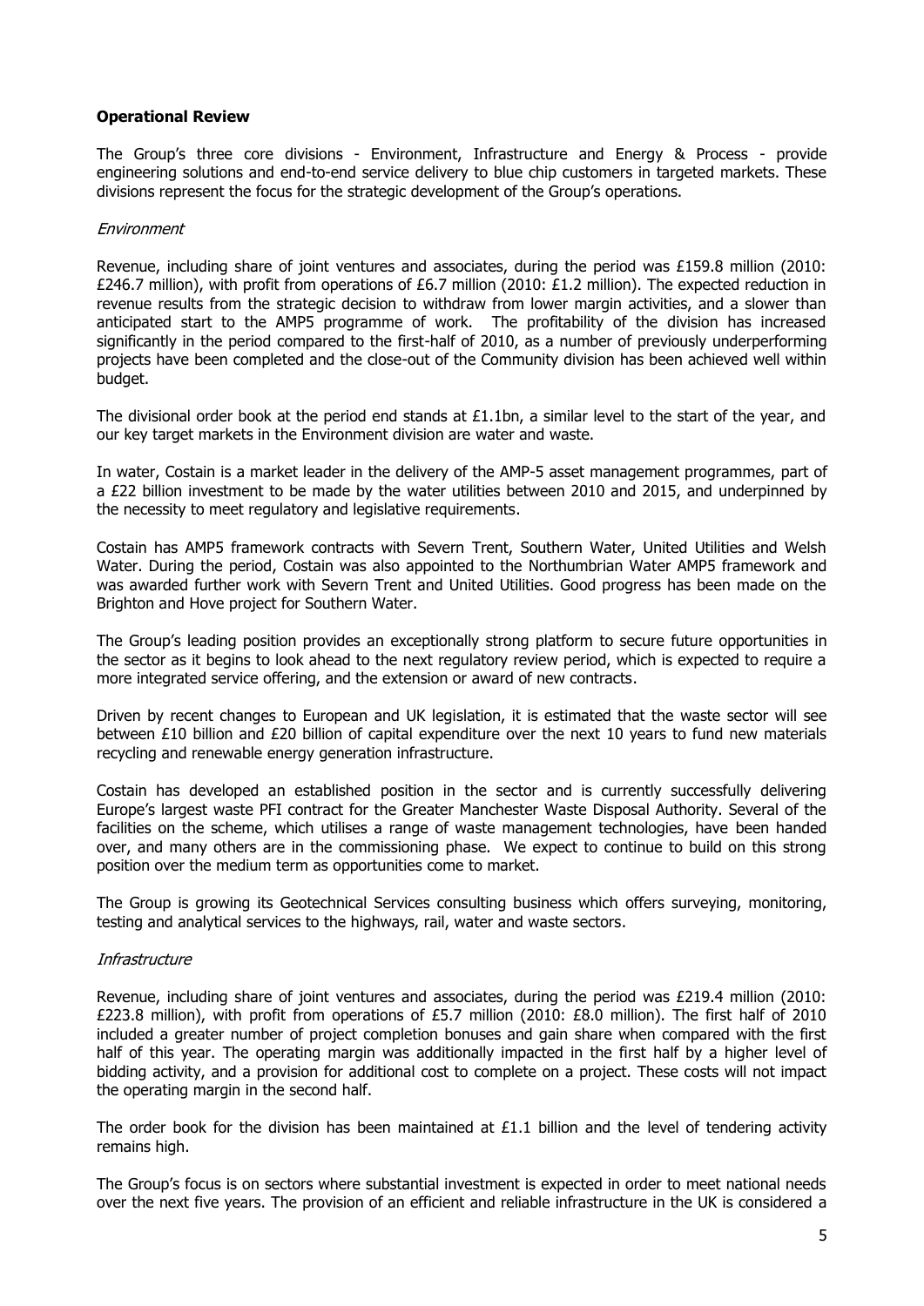## Operational Review

The Group's three core divisions - Environment, Infrastructure and Energy & Process - provide engineering solutions and end-to-end service delivery to blue chip customers in targeted markets. These divisions represent the focus for the strategic development of the Group's operations.

### *Environment*

Revenue, including share of joint ventures and associates, during the period was £159.8 million (2010: £246.7 million), with profit from operations of £6.7 million (2010: £1.2 million). The expected reduction in revenue results from the strategic decision to withdraw from lower margin activities, and a slower than anticipated start to the AMP5 programme of work. The profitability of the division has increased significantly in the period compared to the first-half of 2010, as a number of previously underperforming projects have been completed and the close-out of the Community division has been achieved well within budget.

The divisional order book at the period end stands at £1.1bn, a similar level to the start of the year, and our key target markets in the Environment division are water and waste.

In water, Costain is a market leader in the delivery of the AMP-5 asset management programmes, part of a £22 billion investment to be made by the water utilities between 2010 and 2015, and underpinned by the necessity to meet regulatory and legislative requirements.

Costain has AMP5 framework contracts with Severn Trent, Southern Water, United Utilities and Welsh Water. During the period, Costain was also appointed to the Northumbrian Water AMP5 framework and was awarded further work with Severn Trent and United Utilities. Good progress has been made on the Brighton and Hove project for Southern Water.

The Group's leading position provides an exceptionally strong platform to secure future opportunities in the sector as it begins to look ahead to the next regulatory review period, which is expected to require a more integrated service offering, and the extension or award of new contracts.

Driven by recent changes to European and UK legislation, it is estimated that the waste sector will see between £10 billion and £20 billion of capital expenditure over the next 10 years to fund new materials recycling and renewable energy generation infrastructure.

Costain has developed an established position in the sector and is currently successfully delivering Europe's largest waste PFI contract for the Greater Manchester Waste Disposal Authority. Several of the facilities on the scheme, which utilises a range of waste management technologies, have been handed over, and many others are in the commissioning phase. We expect to continue to build on this strong position over the medium term as opportunities come to market.

The Group is growing its Geotechnical Services consulting business which offers surveying, monitoring, testing and analytical services to the highways, rail, water and waste sectors.

### *Infrastructure*

Revenue, including share of joint ventures and associates, during the period was £219.4 million (2010: £223.8 million), with profit from operations of £5.7 million (2010: £8.0 million). The first half of 2010 included a greater number of project completion bonuses and gain share when compared with the first half of this year. The operating margin was additionally impacted in the first half by a higher level of bidding activity, and a provision for additional cost to complete on a project. These costs will not impact the operating margin in the second half.

The order book for the division has been maintained at £1.1 billion and the level of tendering activity remains high.

The Group's focus is on sectors where substantial investment is expected in order to meet national needs over the next five years. The provision of an efficient and reliable infrastructure in the UK is considered a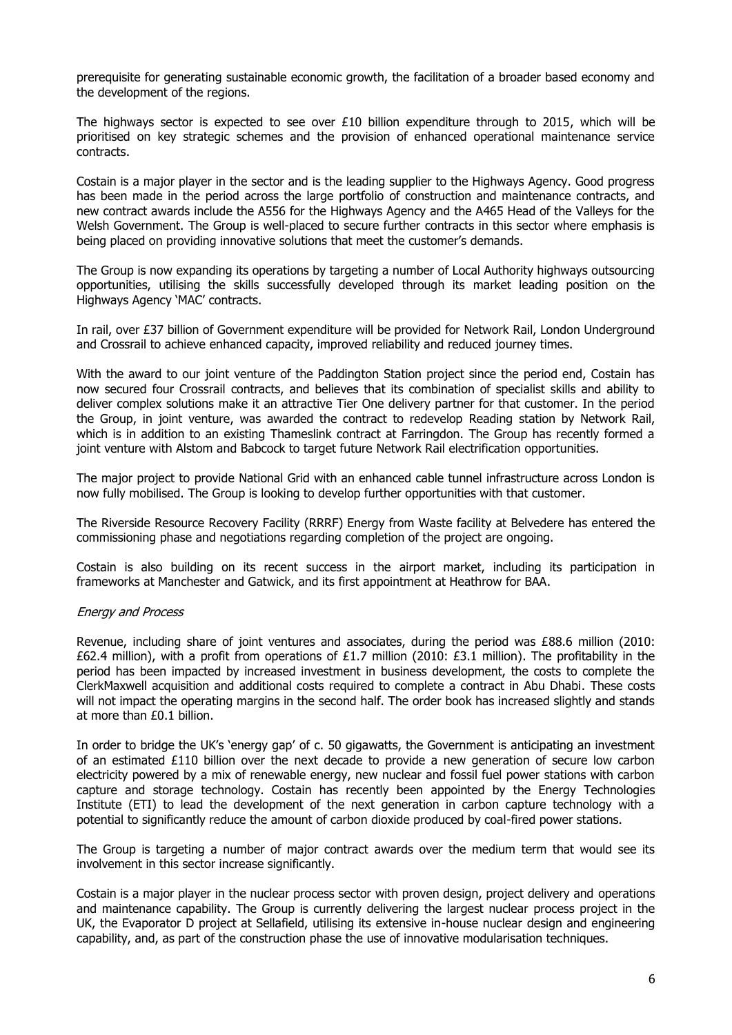prerequisite for generating sustainable economic growth, the facilitation of a broader based economy and the development of the regions.

The highways sector is expected to see over £10 billion expenditure through to 2015, which will be prioritised on key strategic schemes and the provision of enhanced operational maintenance service contracts.

Costain is a major player in the sector and is the leading supplier to the Highways Agency. Good progress has been made in the period across the large portfolio of construction and maintenance contracts, and new contract awards include the A556 for the Highways Agency and the A465 Head of the Valleys for the Welsh Government. The Group is well-placed to secure further contracts in this sector where emphasis is being placed on providing innovative solutions that meet the customer's demands.

The Group is now expanding its operations by targeting a number of Local Authority highways outsourcing opportunities, utilising the skills successfully developed through its market leading position on the Highways Agency 'MAC' contracts.

In rail, over £37 billion of Government expenditure will be provided for Network Rail, London Underground and Crossrail to achieve enhanced capacity, improved reliability and reduced journey times.

With the award to our joint venture of the Paddington Station project since the period end, Costain has now secured four Crossrail contracts, and believes that its combination of specialist skills and ability to deliver complex solutions make it an attractive Tier One delivery partner for that customer. In the period the Group, in joint venture, was awarded the contract to redevelop Reading station by Network Rail, which is in addition to an existing Thameslink contract at Farringdon. The Group has recently formed a joint venture with Alstom and Babcock to target future Network Rail electrification opportunities.

The major project to provide National Grid with an enhanced cable tunnel infrastructure across London is now fully mobilised. The Group is looking to develop further opportunities with that customer.

The Riverside Resource Recovery Facility (RRRF) Energy from Waste facility at Belvedere has entered the commissioning phase and negotiations regarding completion of the project are ongoing.

Costain is also building on its recent success in the airport market, including its participation in frameworks at Manchester and Gatwick, and its first appointment at Heathrow for BAA.

*Energy and Process*

Revenue, including share of joint ventures and associates, during the period was £88.6 million (2010: £62.4 million), with a profit from operations of £1.7 million (2010: £3.1 million). The profitability in the period has been impacted by increased investment in business development, the costs to complete the ClerkMaxwell acquisition and additional costs required to complete a contract in Abu Dhabi. These costs will not impact the operating margins in the second half. The order book has increased slightly and stands at more than £0.1 billion.

In order to bridge the UK's 'energy gap' of c. 50 gigawatts, the Government is anticipating an investment of an estimated £110 billion over the next decade to provide a new generation of secure low carbon electricity powered by a mix of renewable energy, new nuclear and fossil fuel power stations with carbon capture and storage technology. Costain has recently been appointed by the Energy Technologies Institute (ETI) to lead the development of the next generation in carbon capture technology with a potential to significantly reduce the amount of carbon dioxide produced by coal-fired power stations.

The Group is targeting a number of major contract awards over the medium term that would see its involvement in this sector increase significantly.

Costain is a major player in the nuclear process sector with proven design, project delivery and operations and maintenance capability. The Group is currently delivering the largest nuclear process project in the UK, the Evaporator D project at Sellafield, utilising its extensive in-house nuclear design and engineering capability, and, as part of the construction phase the use of innovative modularisation techniques.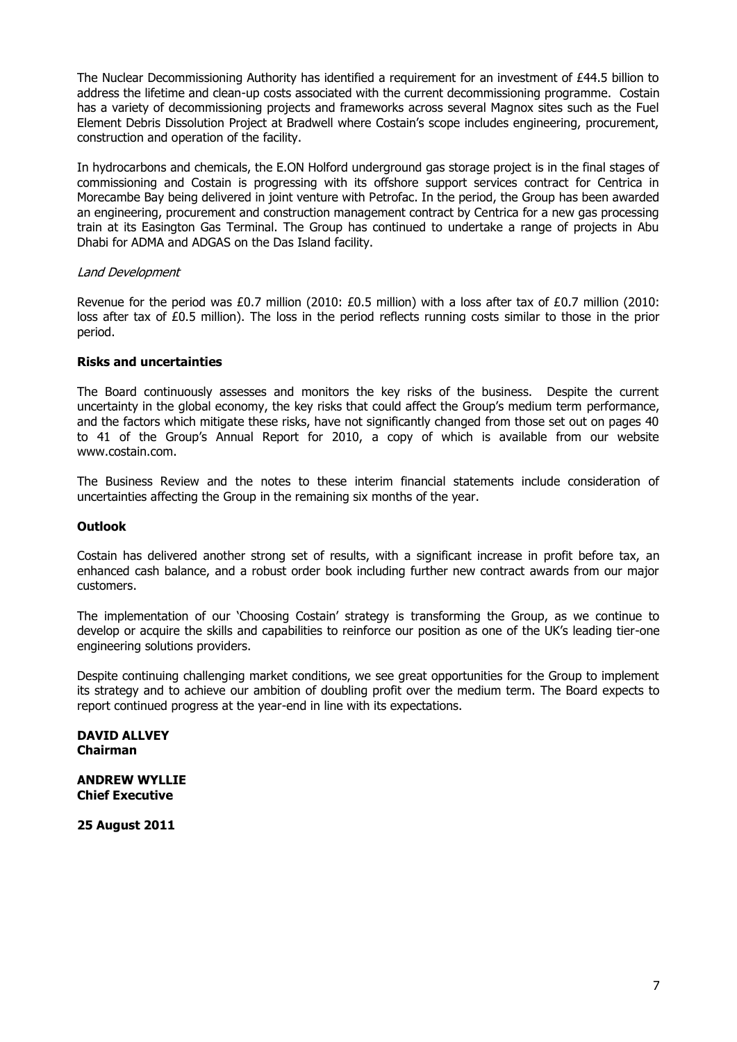The Nuclear Decommissioning Authority has identified a requirement for an investment of £44.5 billion to address the lifetime and clean-up costs associated with the current decommissioning programme. Costain has a variety of decommissioning projects and frameworks across several Magnox sites such as the Fuel Element Debris Dissolution Project at Bradwell where Costain's scope includes engineering, procurement, construction and operation of the facility.

In hydrocarbons and chemicals, the E.ON Holford underground gas storage project is in the final stages of commissioning and Costain is progressing with its offshore support services contract for Centrica in Morecambe Bay being delivered in joint venture with Petrofac. In the period, the Group has been awarded an engineering, procurement and construction management contract by Centrica for a new gas processing train at its Easington Gas Terminal. The Group has continued to undertake a range of projects in Abu Dhabi for ADMA and ADGAS on the Das Island facility.

*Land Development*

Revenue for the period was £0.7 million (2010: £0.5 million) with a loss after tax of £0.7 million (2010: loss after tax of £0.5 million). The loss in the period reflects running costs similar to those in the prior period.

**Risks and uncertainties**

The Board continuously assesses and monitors the key risks of the business. Despite the current uncertainty in the global economy, the key risks that could affect the Group's medium term performance, and the factors which mitigate these risks, have not significantly changed from those set out on pages 40 to 41 of the Group's Annual Report for 2010, a copy of which is available from our website www.costain.com.

The Business Review and the notes to these interim financial statements include consideration of uncertainties affecting the Group in the remaining six months of the year.

**Outlook**

Costain has delivered another strong set of results, with a significant increase in profit before tax, an enhanced cash balance, and a robust order book including further new contract awards from our major customers.

The implementation of our 'Choosing Costain' strategy is transforming the Group, as we continue to develop or acquire the skills and capabilities to reinforce our position as one of the UK's leading tier-one engineering solutions providers.

Despite continuing challenging market conditions, we see great opportunities for the Group to implement its strategy and to achieve our ambition of doubling profit over the medium term. The Board expects to report continued progress at the year-end in line with its expectations.

**DAVID ALLVEY**
**Chairman**

**ANDREW WYLLIE**
**Chief Executive**

**25 August 2011**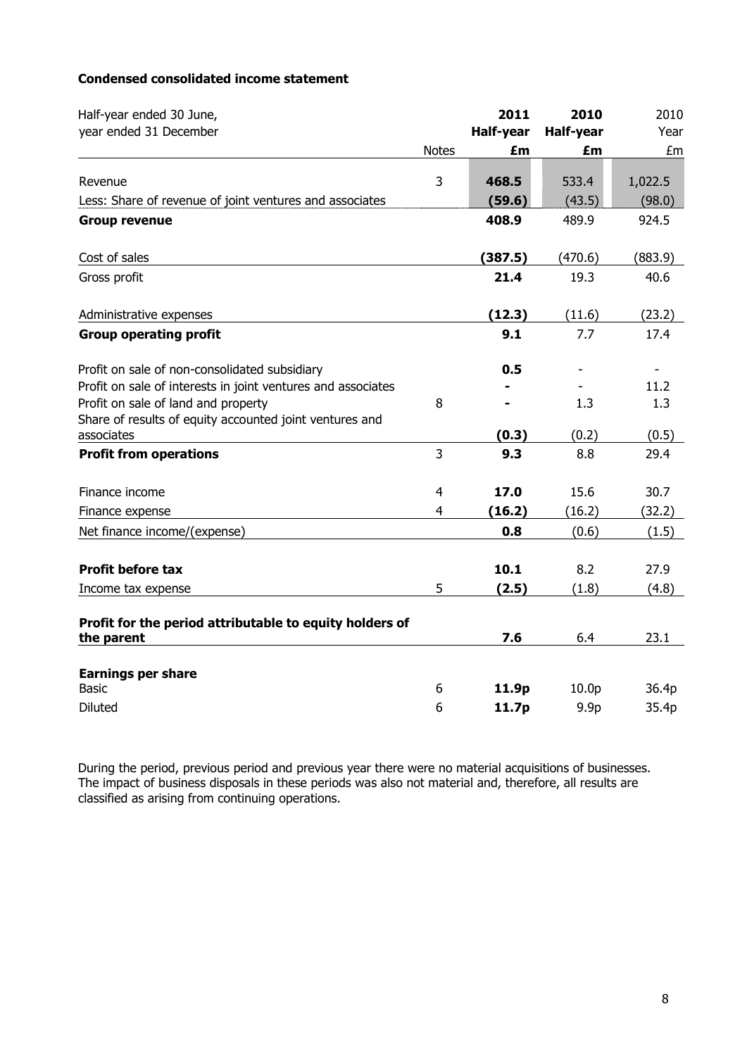**Condensed consolidated income statement**

| Half-year ended 30 June, year ended 31 December | Notes | **2011 Half-year £m** | **2010 Half-year £m** | 2010 Year £m |
|---|---|---|---|---|
| Revenue | 3 | **468.5** | 533.4 | 1,022.5 |
| Less: Share of revenue of joint ventures and associates | | **(59.6)** | (43.5) | (98.0) |
| **Group revenue** | | **408.9** | 489.9 | 924.5 |
| Cost of sales | | **(387.5)** | (470.6) | (883.9) |
| Gross profit | | **21.4** | 19.3 | 40.6 |
| Administrative expenses | | **(12.3)** | (11.6) | (23.2) |
| **Group operating profit** | | **9.1** | 7.7 | 17.4 |
| Profit on sale of non-consolidated subsidiary | | **0.5** | - | - |
| Profit on sale of interests in joint ventures and associates | | **-** | - | 11.2 |
| Profit on sale of land and property | 8 | **-** | 1.3 | 1.3 |
| Share of results of equity accounted joint ventures and associates | | **(0.3)** | (0.2) | (0.5) |
| **Profit from operations** | 3 | **9.3** | 8.8 | 29.4 |
| Finance income | 4 | **17.0** | 15.6 | 30.7 |
| Finance expense | 4 | **(16.2)** | (16.2) | (32.2) |
| Net finance income/(expense) | | **0.8** | (0.6) | (1.5) |
| **Profit before tax** | | **10.1** | 8.2 | 27.9 |
| Income tax expense | 5 | **(2.5)** | (1.8) | (4.8) |
| **Profit for the period attributable to equity holders of the parent** | | **7.6** | 6.4 | 23.1 |
| **Earnings per share** | | | | |
| Basic | 6 | **11.9p** | 10.0p | 36.4p |
| Diluted | 6 | **11.7p** | 9.9p | 35.4p |

During the period, previous period and previous year there were no material acquisitions of businesses. The impact of business disposals in these periods was also not material and, therefore, all results are classified as arising from continuing operations.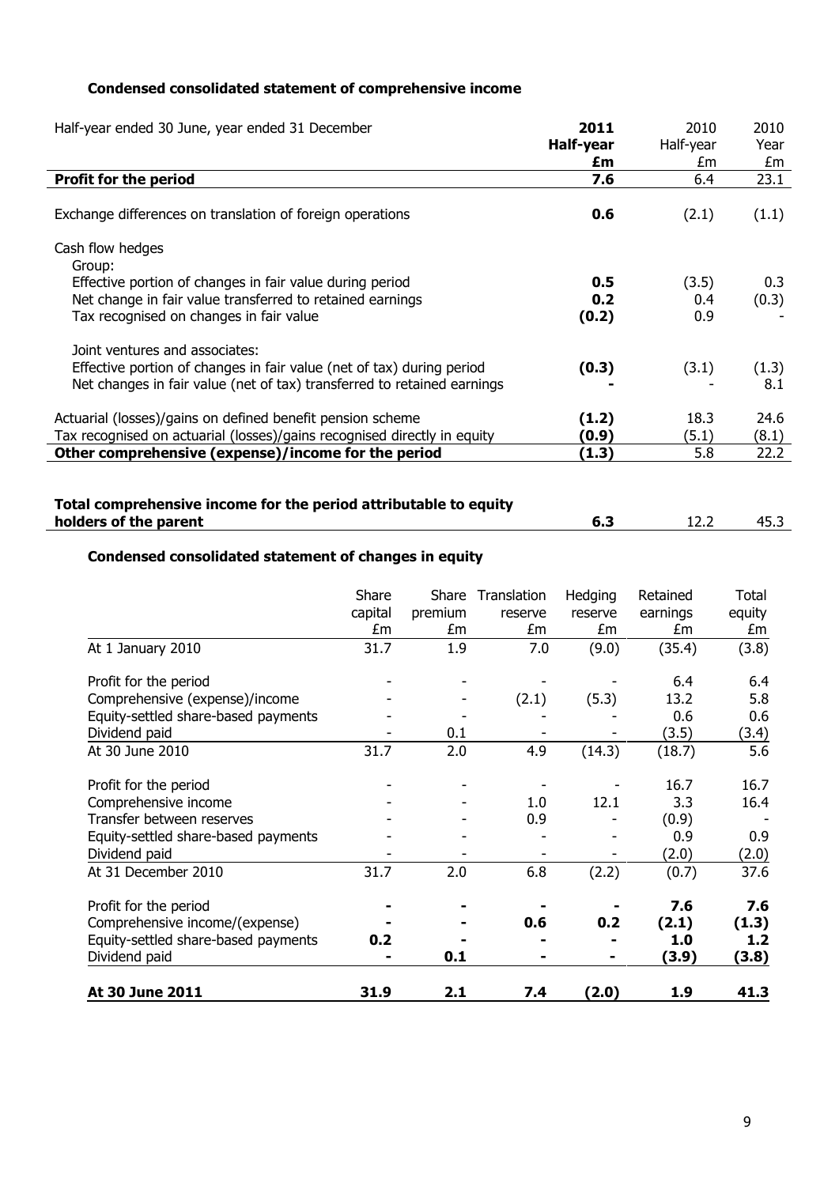### Condensed consolidated statement of comprehensive income

| Half-year ended 30 June, year ended 31 December | **2011 Half-year £m** | 2010 Half-year £m | 2010 Year £m |
|---|---|---|---|
| **Profit for the period** | **7.6** | 6.4 | 23.1 |
| | | | |
| Exchange differences on translation of foreign operations | **0.6** | (2.1) | (1.1) |
| | | | |
| Cash flow hedges | | | |
| Group: | | | |
| Effective portion of changes in fair value during period | **0.5** | (3.5) | 0.3 |
| Net change in fair value transferred to retained earnings | **0.2** | 0.4 | (0.3) |
| Tax recognised on changes in fair value | **(0.2)** | 0.9 | - |
| | | | |
| Joint ventures and associates: | | | |
| Effective portion of changes in fair value (net of tax) during period | **(0.3)** | (3.1) | (1.3) |
| Net changes in fair value (net of tax) transferred to retained earnings | **-** | - | 8.1 |
| | | | |
| Actuarial (losses)/gains on defined benefit pension scheme | **(1.2)** | 18.3 | 24.6 |
| Tax recognised on actuarial (losses)/gains recognised directly in equity | **(0.9)** | (5.1) | (8.1) |
| **Other comprehensive (expense)/income for the period** | **(1.3)** | 5.8 | 22.2 |
| | | | |
| **Total comprehensive income for the period attributable to equity holders of the parent** | **6.3** | 12.2 | 45.3 |

### Condensed consolidated statement of changes in equity

| | Share capital £m | Share premium £m | Translation reserve £m | Hedging reserve £m | Retained earnings £m | Total equity £m |
|---|---|---|---|---|---|---|
| At 1 January 2010 | 31.7 | 1.9 | 7.0 | (9.0) | (35.4) | (3.8) |
| | | | | | | |
| Profit for the period | - | - | - | - | 6.4 | 6.4 |
| Comprehensive (expense)/income | - | - | (2.1) | (5.3) | 13.2 | 5.8 |
| Equity-settled share-based payments | - | - | - | - | 0.6 | 0.6 |
| Dividend paid | - | 0.1 | - | - | (3.5) | (3.4) |
| At 30 June 2010 | 31.7 | 2.0 | 4.9 | (14.3) | (18.7) | 5.6 |
| | | | | | | |
| Profit for the period | - | - | - | - | 16.7 | 16.7 |
| Comprehensive income | - | - | 1.0 | 12.1 | 3.3 | 16.4 |
| Transfer between reserves | - | - | 0.9 | - | (0.9) | - |
| Equity-settled share-based payments | - | - | - | - | 0.9 | 0.9 |
| Dividend paid | - | - | - | - | (2.0) | (2.0) |
| At 31 December 2010 | 31.7 | 2.0 | 6.8 | (2.2) | (0.7) | 37.6 |
| | | | | | | |
| Profit for the period | **-** | **-** | **-** | **-** | **7.6** | **7.6** |
| Comprehensive income/(expense) | **-** | **-** | **0.6** | **0.2** | **(2.1)** | **(1.3)** |
| Equity-settled share-based payments | **0.2** | **-** | **-** | **-** | **1.0** | **1.2** |
| Dividend paid | **-** | **0.1** | **-** | **-** | **(3.9)** | **(3.8)** |
| | | | | | | |
| **At 30 June 2011** | **31.9** | **2.1** | **7.4** | **(2.0)** | **1.9** | **41.3** |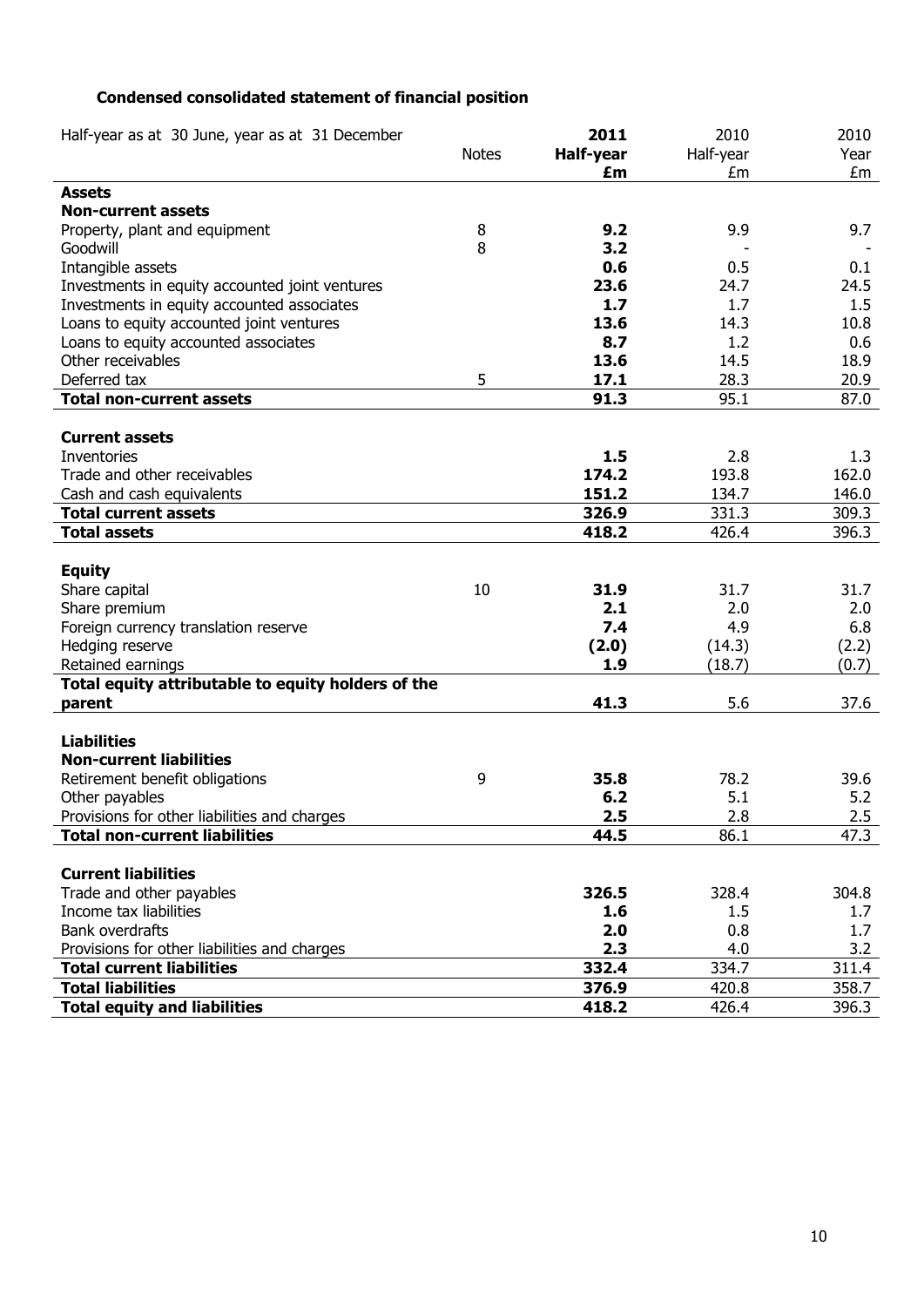**Condensed consolidated statement of financial position**

| Half-year as at 30 June, year as at 31 December | Notes | **2011 Half-year £m** | 2010 Half-year £m | 2010 Year £m |
|---|---|---|---|---|
| **Assets** | | | | |
| **Non-current assets** | | | | |
| Property, plant and equipment | 8 | **9.2** | 9.9 | 9.7 |
| Goodwill | 8 | **3.2** | - | - |
| Intangible assets | | **0.6** | 0.5 | 0.1 |
| Investments in equity accounted joint ventures | | **23.6** | 24.7 | 24.5 |
| Investments in equity accounted associates | | **1.7** | 1.7 | 1.5 |
| Loans to equity accounted joint ventures | | **13.6** | 14.3 | 10.8 |
| Loans to equity accounted associates | | **8.7** | 1.2 | 0.6 |
| Other receivables | | **13.6** | 14.5 | 18.9 |
| Deferred tax | 5 | **17.1** | 28.3 | 20.9 |
| **Total non-current assets** | | **91.3** | 95.1 | 87.0 |
| | | | | |
| **Current assets** | | | | |
| Inventories | | **1.5** | 2.8 | 1.3 |
| Trade and other receivables | | **174.2** | 193.8 | 162.0 |
| Cash and cash equivalents | | **151.2** | 134.7 | 146.0 |
| **Total current assets** | | **326.9** | 331.3 | 309.3 |
| **Total assets** | | **418.2** | 426.4 | 396.3 |
| | | | | |
| **Equity** | | | | |
| Share capital | 10 | **31.9** | 31.7 | 31.7 |
| Share premium | | **2.1** | 2.0 | 2.0 |
| Foreign currency translation reserve | | **7.4** | 4.9 | 6.8 |
| Hedging reserve | | **(2.0)** | (14.3) | (2.2) |
| Retained earnings | | **1.9** | (18.7) | (0.7) |
| **Total equity attributable to equity holders of the parent** | | **41.3** | 5.6 | 37.6 |
| | | | | |
| **Liabilities** | | | | |
| **Non-current liabilities** | | | | |
| Retirement benefit obligations | 9 | **35.8** | 78.2 | 39.6 |
| Other payables | | **6.2** | 5.1 | 5.2 |
| Provisions for other liabilities and charges | | **2.5** | 2.8 | 2.5 |
| **Total non-current liabilities** | | **44.5** | 86.1 | 47.3 |
| | | | | |
| **Current liabilities** | | | | |
| Trade and other payables | | **326.5** | 328.4 | 304.8 |
| Income tax liabilities | | **1.6** | 1.5 | 1.7 |
| Bank overdrafts | | **2.0** | 0.8 | 1.7 |
| Provisions for other liabilities and charges | | **2.3** | 4.0 | 3.2 |
| **Total current liabilities** | | **332.4** | 334.7 | 311.4 |
| **Total liabilities** | | **376.9** | 420.8 | 358.7 |
| **Total equity and liabilities** | | **418.2** | 426.4 | 396.3 |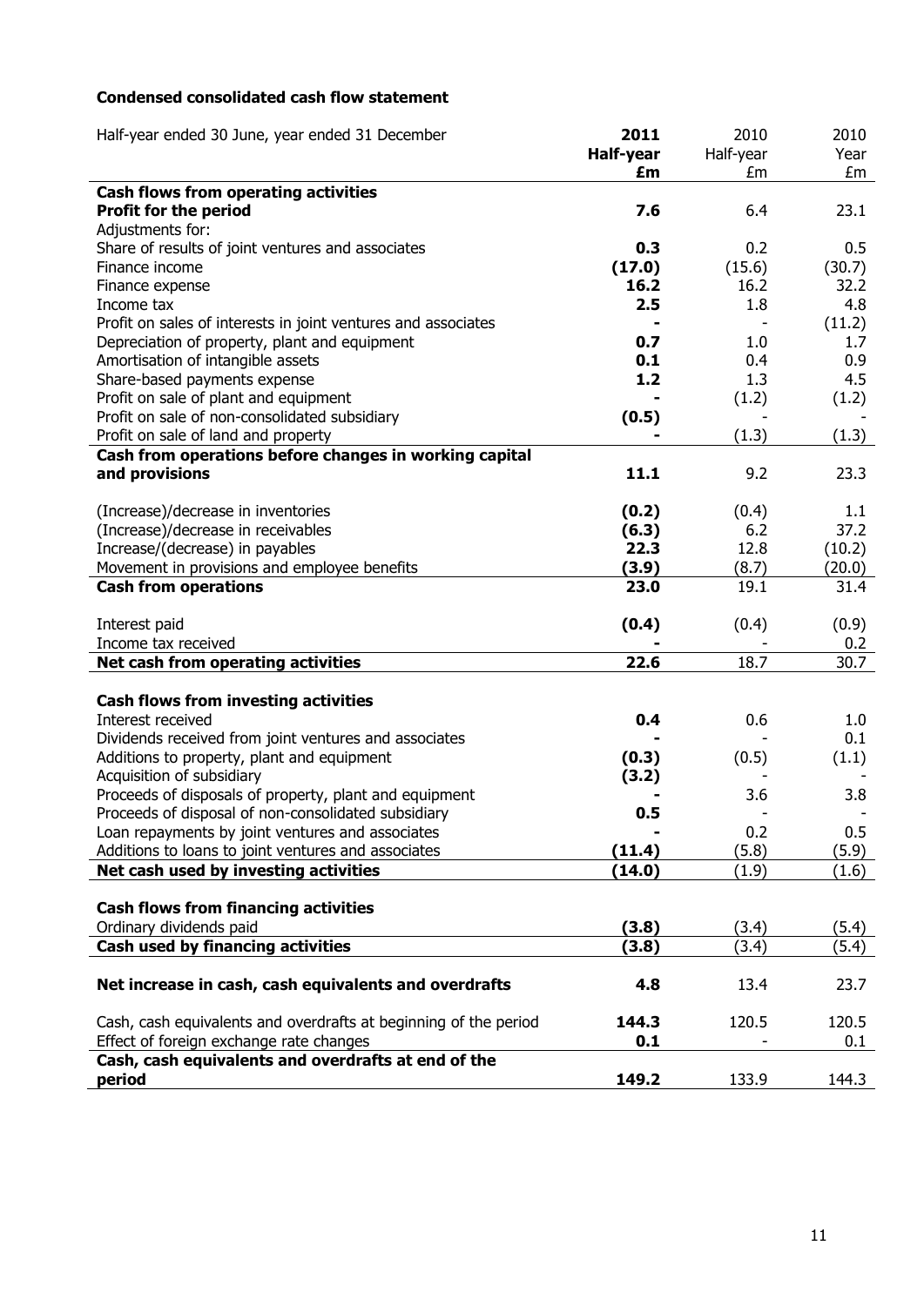**Condensed consolidated cash flow statement**

| Half-year ended 30 June, year ended 31 December | **2011 Half-year £m** | 2010 Half-year £m | 2010 Year £m |
|---|---|---|---|
| **Cash flows from operating activities** | | | |
| **Profit for the period** | **7.6** | 6.4 | 23.1 |
| Adjustments for: | | | |
| Share of results of joint ventures and associates | **0.3** | 0.2 | 0.5 |
| Finance income | **(17.0)** | (15.6) | (30.7) |
| Finance expense | **16.2** | 16.2 | 32.2 |
| Income tax | **2.5** | 1.8 | 4.8 |
| Profit on sales of interests in joint ventures and associates | **-** | - | (11.2) |
| Depreciation of property, plant and equipment | **0.7** | 1.0 | 1.7 |
| Amortisation of intangible assets | **0.1** | 0.4 | 0.9 |
| Share-based payments expense | **1.2** | 1.3 | 4.5 |
| Profit on sale of plant and equipment | **-** | (1.2) | (1.2) |
| Profit on sale of non-consolidated subsidiary | **(0.5)** | - | - |
| Profit on sale of land and property | **-** | (1.3) | (1.3) |
| **Cash from operations before changes in working capital and provisions** | **11.1** | 9.2 | 23.3 |
| (Increase)/decrease in inventories | **(0.2)** | (0.4) | 1.1 |
| (Increase)/decrease in receivables | **(6.3)** | 6.2 | 37.2 |
| Increase/(decrease) in payables | **22.3** | 12.8 | (10.2) |
| Movement in provisions and employee benefits | **(3.9)** | (8.7) | (20.0) |
| **Cash from operations** | **23.0** | 19.1 | 31.4 |
| Interest paid | **(0.4)** | (0.4) | (0.9) |
| Income tax received | **-** | - | 0.2 |
| **Net cash from operating activities** | **22.6** | 18.7 | 30.7 |
| **Cash flows from investing activities** | | | |
| Interest received | **0.4** | 0.6 | 1.0 |
| Dividends received from joint ventures and associates | **-** | - | 0.1 |
| Additions to property, plant and equipment | **(0.3)** | (0.5) | (1.1) |
| Acquisition of subsidiary | **(3.2)** | - | - |
| Proceeds of disposals of property, plant and equipment | **-** | 3.6 | 3.8 |
| Proceeds of disposal of non-consolidated subsidiary | **0.5** | - | - |
| Loan repayments by joint ventures and associates | **-** | 0.2 | 0.5 |
| Additions to loans to joint ventures and associates | **(11.4)** | (5.8) | (5.9) |
| **Net cash used by investing activities** | **(14.0)** | (1.9) | (1.6) |
| **Cash flows from financing activities** | | | |
| Ordinary dividends paid | **(3.8)** | (3.4) | (5.4) |
| **Cash used by financing activities** | **(3.8)** | (3.4) | (5.4) |
| **Net increase in cash, cash equivalents and overdrafts** | **4.8** | 13.4 | 23.7 |
| Cash, cash equivalents and overdrafts at beginning of the period | **144.3** | 120.5 | 120.5 |
| Effect of foreign exchange rate changes | **0.1** | - | 0.1 |
| **Cash, cash equivalents and overdrafts at end of the period** | **149.2** | 133.9 | 144.3 |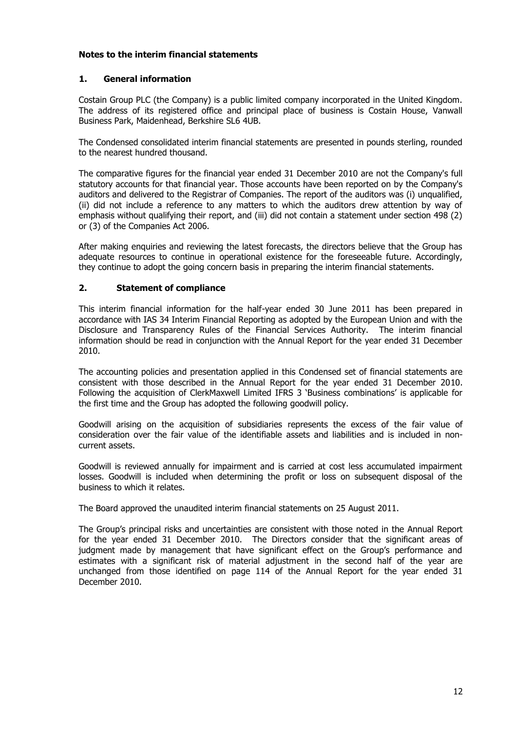# Notes to the interim financial statements

## 1. General information

Costain Group PLC (the Company) is a public limited company incorporated in the United Kingdom. The address of its registered office and principal place of business is Costain House, Vanwall Business Park, Maidenhead, Berkshire SL6 4UB.

The Condensed consolidated interim financial statements are presented in pounds sterling, rounded to the nearest hundred thousand.

The comparative figures for the financial year ended 31 December 2010 are not the Company's full statutory accounts for that financial year. Those accounts have been reported on by the Company's auditors and delivered to the Registrar of Companies. The report of the auditors was (i) unqualified, (ii) did not include a reference to any matters to which the auditors drew attention by way of emphasis without qualifying their report, and (iii) did not contain a statement under section 498 (2) or (3) of the Companies Act 2006.

After making enquiries and reviewing the latest forecasts, the directors believe that the Group has adequate resources to continue in operational existence for the foreseeable future. Accordingly, they continue to adopt the going concern basis in preparing the interim financial statements.

## 2. Statement of compliance

This interim financial information for the half-year ended 30 June 2011 has been prepared in accordance with IAS 34 Interim Financial Reporting as adopted by the European Union and with the Disclosure and Transparency Rules of the Financial Services Authority. The interim financial information should be read in conjunction with the Annual Report for the year ended 31 December 2010.

The accounting policies and presentation applied in this Condensed set of financial statements are consistent with those described in the Annual Report for the year ended 31 December 2010. Following the acquisition of ClerkMaxwell Limited IFRS 3 'Business combinations' is applicable for the first time and the Group has adopted the following goodwill policy.

Goodwill arising on the acquisition of subsidiaries represents the excess of the fair value of consideration over the fair value of the identifiable assets and liabilities and is included in non-current assets.

Goodwill is reviewed annually for impairment and is carried at cost less accumulated impairment losses. Goodwill is included when determining the profit or loss on subsequent disposal of the business to which it relates.

The Board approved the unaudited interim financial statements on 25 August 2011.

The Group's principal risks and uncertainties are consistent with those noted in the Annual Report for the year ended 31 December 2010. The Directors consider that the significant areas of judgment made by management that have significant effect on the Group's performance and estimates with a significant risk of material adjustment in the second half of the year are unchanged from those identified on page 114 of the Annual Report for the year ended 31 December 2010.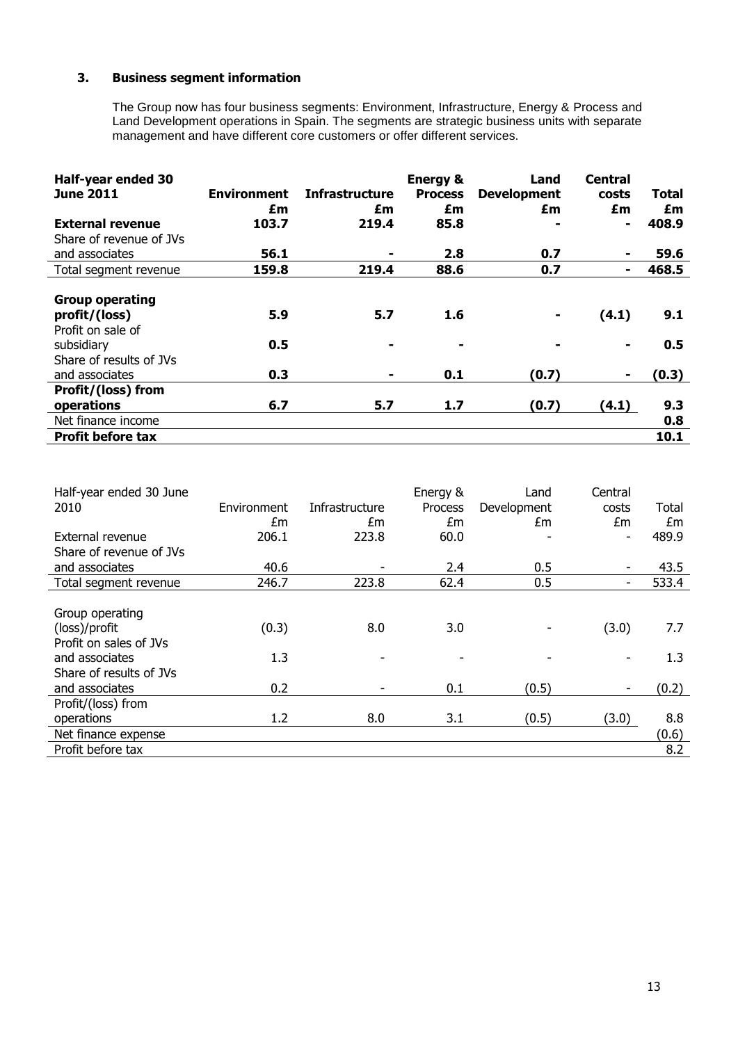### 3. Business segment information

The Group now has four business segments: Environment, Infrastructure, Energy & Process and Land Development operations in Spain. The segments are strategic business units with separate management and have different core customers or offer different services.

| **Half-year ended 30 June 2011** | **Environment £m** | **Infrastructure £m** | **Energy & Process £m** | **Land Development £m** | **Central costs £m** | **Total £m** |
|---|---|---|---|---|---|---|
| **External revenue** | **103.7** | **219.4** | **85.8** | **-** | **-** | **408.9** |
| Share of revenue of JVs and associates | **56.1** | **-** | **2.8** | **0.7** | **-** | **59.6** |
| Total segment revenue | **159.8** | **219.4** | **88.6** | **0.7** | **-** | **468.5** |
| | | | | | | |
| **Group operating profit/(loss)** | **5.9** | **5.7** | **1.6** | **-** | **(4.1)** | **9.1** |
| Profit on sale of subsidiary | **0.5** | **-** | **-** | **-** | **-** | **0.5** |
| Share of results of JVs and associates | **0.3** | **-** | **0.1** | **(0.7)** | **-** | **(0.3)** |
| **Profit/(loss) from operations** | **6.7** | **5.7** | **1.7** | **(0.7)** | **(4.1)** | **9.3** |
| Net finance income | | | | | | **0.8** |
| **Profit before tax** | | | | | | **10.1** |

| Half-year ended 30 June 2010 | Environment £m | Infrastructure £m | Energy & Process £m | Land Development £m | Central costs £m | Total £m |
|---|---|---|---|---|---|---|
| External revenue | 206.1 | 223.8 | 60.0 | - | - | 489.9 |
| Share of revenue of JVs and associates | 40.6 | - | 2.4 | 0.5 | - | 43.5 |
| Total segment revenue | 246.7 | 223.8 | 62.4 | 0.5 | - | 533.4 |
| | | | | | | |
| Group operating (loss)/profit | (0.3) | 8.0 | 3.0 | - | (3.0) | 7.7 |
| Profit on sales of JVs and associates | 1.3 | - | - | - | - | 1.3 |
| Share of results of JVs and associates | 0.2 | - | 0.1 | (0.5) | - | (0.2) |
| Profit/(loss) from operations | 1.2 | 8.0 | 3.1 | (0.5) | (3.0) | 8.8 |
| Net finance expense | | | | | | (0.6) |
| Profit before tax | | | | | | 8.2 |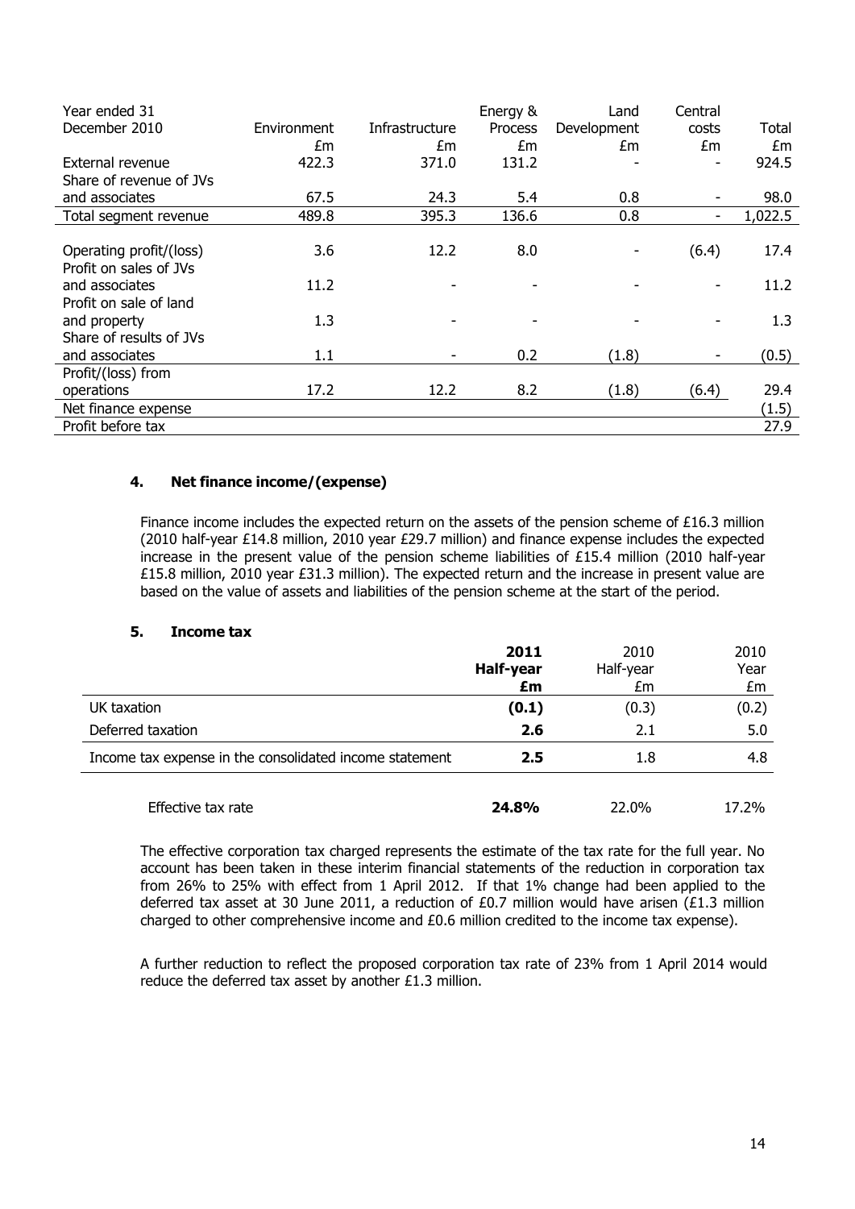| Year ended 31 December 2010 | Environment £m | Infrastructure £m | Energy & Process £m | Land Development £m | Central costs £m | Total £m |
|---|---|---|---|---|---|---|
| External revenue | 422.3 | 371.0 | 131.2 | - | - | 924.5 |
| Share of revenue of JVs and associates | 67.5 | 24.3 | 5.4 | 0.8 | - | 98.0 |
| Total segment revenue | 489.8 | 395.3 | 136.6 | 0.8 | - | 1,022.5 |
| Operating profit/(loss) | 3.6 | 12.2 | 8.0 | - | (6.4) | 17.4 |
| Profit on sales of JVs and associates | 11.2 | - | - | - | - | 11.2 |
| Profit on sale of land and property | 1.3 | - | - | - | - | 1.3 |
| Share of results of JVs and associates | 1.1 | - | 0.2 | (1.8) | - | (0.5) |
| Profit/(loss) from operations | 17.2 | 12.2 | 8.2 | (1.8) | (6.4) | 29.4 |
| Net finance expense | | | | | | (1.5) |
| Profit before tax | | | | | | 27.9 |

## 4. Net finance income/(expense)

Finance income includes the expected return on the assets of the pension scheme of £16.3 million (2010 half-year £14.8 million, 2010 year £29.7 million) and finance expense includes the expected increase in the present value of the pension scheme liabilities of £15.4 million (2010 half-year £15.8 million, 2010 year £31.3 million). The expected return and the increase in present value are based on the value of assets and liabilities of the pension scheme at the start of the period.

## 5. Income tax

| | **2011 Half-year £m** | 2010 Half-year £m | 2010 Year £m |
|---|---|---|---|
| UK taxation | **(0.1)** | (0.3) | (0.2) |
| Deferred taxation | **2.6** | 2.1 | 5.0 |
| Income tax expense in the consolidated income statement | **2.5** | 1.8 | 4.8 |
| Effective tax rate | **24.8%** | 22.0% | 17.2% |

The effective corporation tax charged represents the estimate of the tax rate for the full year. No account has been taken in these interim financial statements of the reduction in corporation tax from 26% to 25% with effect from 1 April 2012. If that 1% change had been applied to the deferred tax asset at 30 June 2011, a reduction of £0.7 million would have arisen (£1.3 million charged to other comprehensive income and £0.6 million credited to the income tax expense).

A further reduction to reflect the proposed corporation tax rate of 23% from 1 April 2014 would reduce the deferred tax asset by another £1.3 million.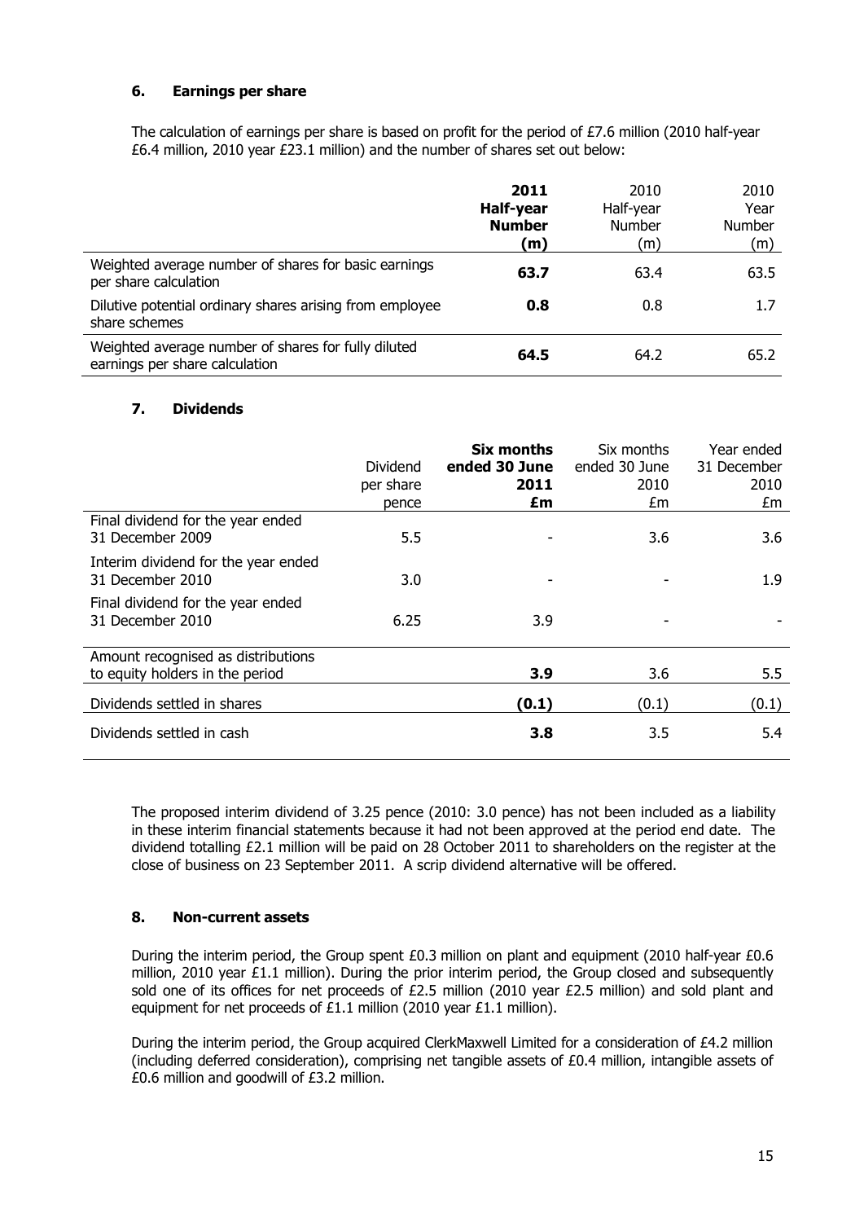## 6. Earnings per share

The calculation of earnings per share is based on profit for the period of £7.6 million (2010 half-year £6.4 million, 2010 year £23.1 million) and the number of shares set out below:

| | **2011 Half-year Number (m)** | 2010 Half-year Number (m) | 2010 Year Number (m) |
|---|---|---|---|
| Weighted average number of shares for basic earnings per share calculation | **63.7** | 63.4 | 63.5 |
| Dilutive potential ordinary shares arising from employee share schemes | **0.8** | 0.8 | 1.7 |
| Weighted average number of shares for fully diluted earnings per share calculation | **64.5** | 64.2 | 65.2 |

## 7. Dividends

| | Dividend per share pence | **Six months ended 30 June 2011 £m** | Six months ended 30 June 2010 £m | Year ended 31 December 2010 £m |
|---|---|---|---|---|
| Final dividend for the year ended 31 December 2009 | 5.5 | - | 3.6 | 3.6 |
| Interim dividend for the year ended 31 December 2010 | 3.0 | - | - | 1.9 |
| Final dividend for the year ended 31 December 2010 | 6.25 | 3.9 | - | - |
| Amount recognised as distributions to equity holders in the period | | **3.9** | 3.6 | 5.5 |
| Dividends settled in shares | | **(0.1)** | (0.1) | (0.1) |
| Dividends settled in cash | | **3.8** | 3.5 | 5.4 |

The proposed interim dividend of 3.25 pence (2010: 3.0 pence) has not been included as a liability in these interim financial statements because it had not been approved at the period end date. The dividend totalling £2.1 million will be paid on 28 October 2011 to shareholders on the register at the close of business on 23 September 2011. A scrip dividend alternative will be offered.

## 8. Non-current assets

During the interim period, the Group spent £0.3 million on plant and equipment (2010 half-year £0.6 million, 2010 year £1.1 million). During the prior interim period, the Group closed and subsequently sold one of its offices for net proceeds of £2.5 million (2010 year £2.5 million) and sold plant and equipment for net proceeds of £1.1 million (2010 year £1.1 million).

During the interim period, the Group acquired ClerkMaxwell Limited for a consideration of £4.2 million (including deferred consideration), comprising net tangible assets of £0.4 million, intangible assets of £0.6 million and goodwill of £3.2 million.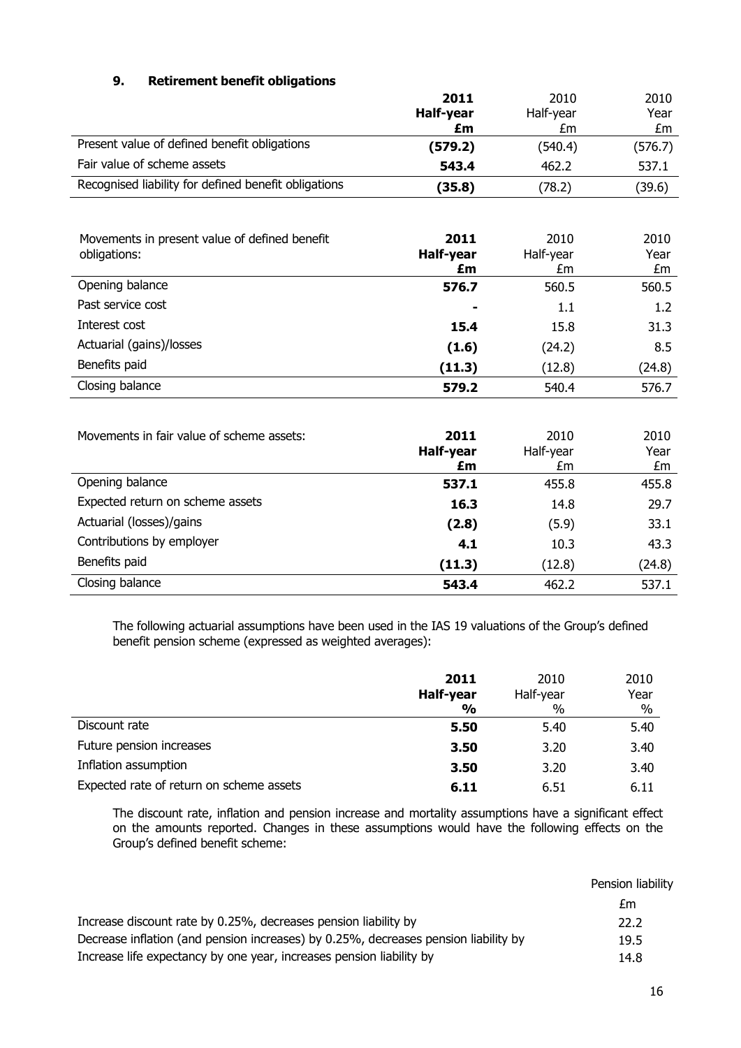### 9. Retirement benefit obligations

| | **2011 Half-year £m** | 2010 Half-year £m | 2010 Year £m |
|---|---|---|---|
| Present value of defined benefit obligations | **(579.2)** | (540.4) | (576.7) |
| Fair value of scheme assets | **543.4** | 462.2 | 537.1 |
| Recognised liability for defined benefit obligations | **(35.8)** | (78.2) | (39.6) |

| Movements in present value of defined benefit obligations: | **2011 Half-year £m** | 2010 Half-year £m | 2010 Year £m |
|---|---|---|---|
| Opening balance | **576.7** | 560.5 | 560.5 |
| Past service cost | **-** | 1.1 | 1.2 |
| Interest cost | **15.4** | 15.8 | 31.3 |
| Actuarial (gains)/losses | **(1.6)** | (24.2) | 8.5 |
| Benefits paid | **(11.3)** | (12.8) | (24.8) |
| Closing balance | **579.2** | 540.4 | 576.7 |

| Movements in fair value of scheme assets: | **2011 Half-year £m** | 2010 Half-year £m | 2010 Year £m |
|---|---|---|---|
| Opening balance | **537.1** | 455.8 | 455.8 |
| Expected return on scheme assets | **16.3** | 14.8 | 29.7 |
| Actuarial (losses)/gains | **(2.8)** | (5.9) | 33.1 |
| Contributions by employer | **4.1** | 10.3 | 43.3 |
| Benefits paid | **(11.3)** | (12.8) | (24.8) |
| Closing balance | **543.4** | 462.2 | 537.1 |

The following actuarial assumptions have been used in the IAS 19 valuations of the Group's defined benefit pension scheme (expressed as weighted averages):

| | **2011 Half-year %** | 2010 Half-year % | 2010 Year % |
|---|---|---|---|
| Discount rate | **5.50** | 5.40 | 5.40 |
| Future pension increases | **3.50** | 3.20 | 3.40 |
| Inflation assumption | **3.50** | 3.20 | 3.40 |
| Expected rate of return on scheme assets | **6.11** | 6.51 | 6.11 |

The discount rate, inflation and pension increase and mortality assumptions have a significant effect on the amounts reported. Changes in these assumptions would have the following effects on the Group's defined benefit scheme:

| | Pension liability £m |
|---|---|
| Increase discount rate by 0.25%, decreases pension liability by | 22.2 |
| Decrease inflation (and pension increases) by 0.25%, decreases pension liability by | 19.5 |
| Increase life expectancy by one year, increases pension liability by | 14.8 |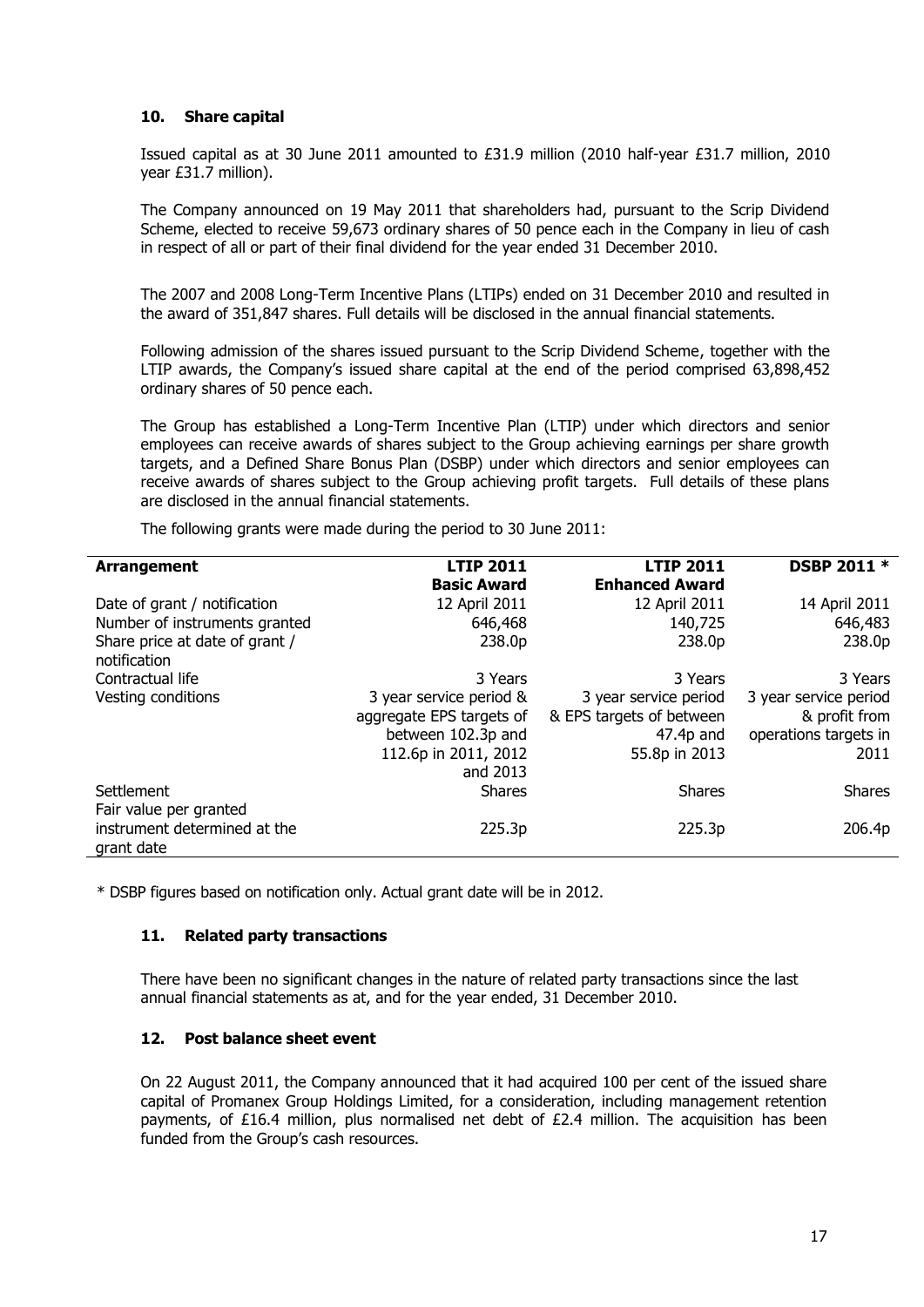### 10. Share capital

Issued capital as at 30 June 2011 amounted to £31.9 million (2010 half-year £31.7 million, 2010 year £31.7 million).

The Company announced on 19 May 2011 that shareholders had, pursuant to the Scrip Dividend Scheme, elected to receive 59,673 ordinary shares of 50 pence each in the Company in lieu of cash in respect of all or part of their final dividend for the year ended 31 December 2010.

The 2007 and 2008 Long-Term Incentive Plans (LTIPs) ended on 31 December 2010 and resulted in the award of 351,847 shares. Full details will be disclosed in the annual financial statements.

Following admission of the shares issued pursuant to the Scrip Dividend Scheme, together with the LTIP awards, the Company's issued share capital at the end of the period comprised 63,898,452 ordinary shares of 50 pence each.

The Group has established a Long-Term Incentive Plan (LTIP) under which directors and senior employees can receive awards of shares subject to the Group achieving earnings per share growth targets, and a Defined Share Bonus Plan (DSBP) under which directors and senior employees can receive awards of shares subject to the Group achieving profit targets. Full details of these plans are disclosed in the annual financial statements.

The following grants were made during the period to 30 June 2011:

| **Arrangement** | **LTIP 2011 Basic Award** | **LTIP 2011 Enhanced Award** | **DSBP 2011 *** |
|---|---|---|---|
| Date of grant / notification | 12 April 2011 | 12 April 2011 | 14 April 2011 |
| Number of instruments granted | 646,468 | 140,725 | 646,483 |
| Share price at date of grant / notification | 238.0p | 238.0p | 238.0p |
| Contractual life | 3 Years | 3 Years | 3 Years |
| Vesting conditions | 3 year service period & aggregate EPS targets of between 102.3p and 112.6p in 2011, 2012 and 2013 | 3 year service period & EPS targets of between 47.4p and 55.8p in 2013 | 3 year service period & profit from operations targets in 2011 |
| Settlement | Shares | Shares | Shares |
| Fair value per granted instrument determined at the grant date | 225.3p | 225.3p | 206.4p |

* DSBP figures based on notification only. Actual grant date will be in 2012.

### 11. Related party transactions

There have been no significant changes in the nature of related party transactions since the last annual financial statements as at, and for the year ended, 31 December 2010.

### 12. Post balance sheet event

On 22 August 2011, the Company announced that it had acquired 100 per cent of the issued share capital of Promanex Group Holdings Limited, for a consideration, including management retention payments, of £16.4 million, plus normalised net debt of £2.4 million. The acquisition has been funded from the Group's cash resources.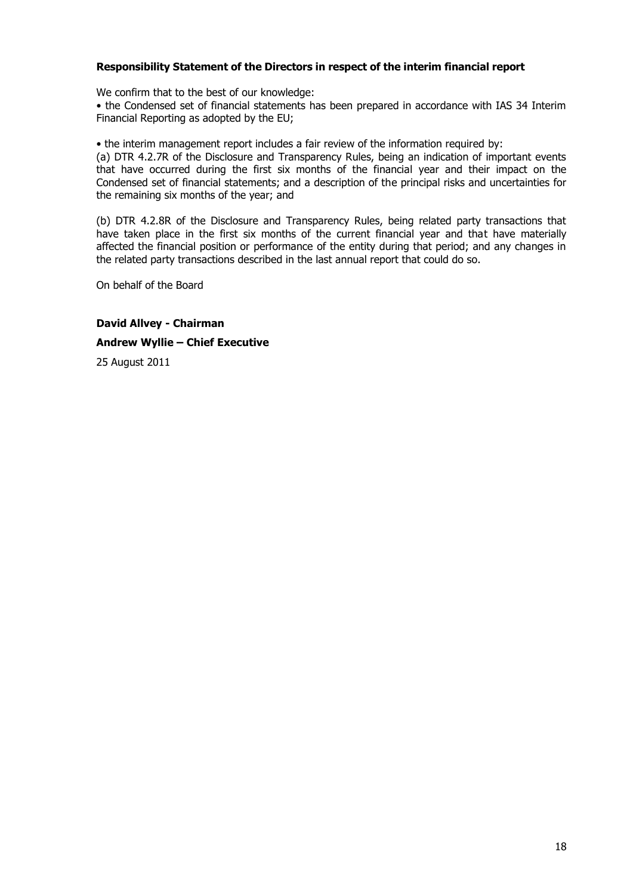**Responsibility Statement of the Directors in respect of the interim financial report**

We confirm that to the best of our knowledge:

• the Condensed set of financial statements has been prepared in accordance with IAS 34 Interim Financial Reporting as adopted by the EU;

• the interim management report includes a fair review of the information required by:

(a) DTR 4.2.7R of the Disclosure and Transparency Rules, being an indication of important events that have occurred during the first six months of the financial year and their impact on the Condensed set of financial statements; and a description of the principal risks and uncertainties for the remaining six months of the year; and

(b) DTR 4.2.8R of the Disclosure and Transparency Rules, being related party transactions that have taken place in the first six months of the current financial year and that have materially affected the financial position or performance of the entity during that period; and any changes in the related party transactions described in the last annual report that could do so.

On behalf of the Board

**David Allvey - Chairman**

**Andrew Wyllie – Chief Executive**

25 August 2011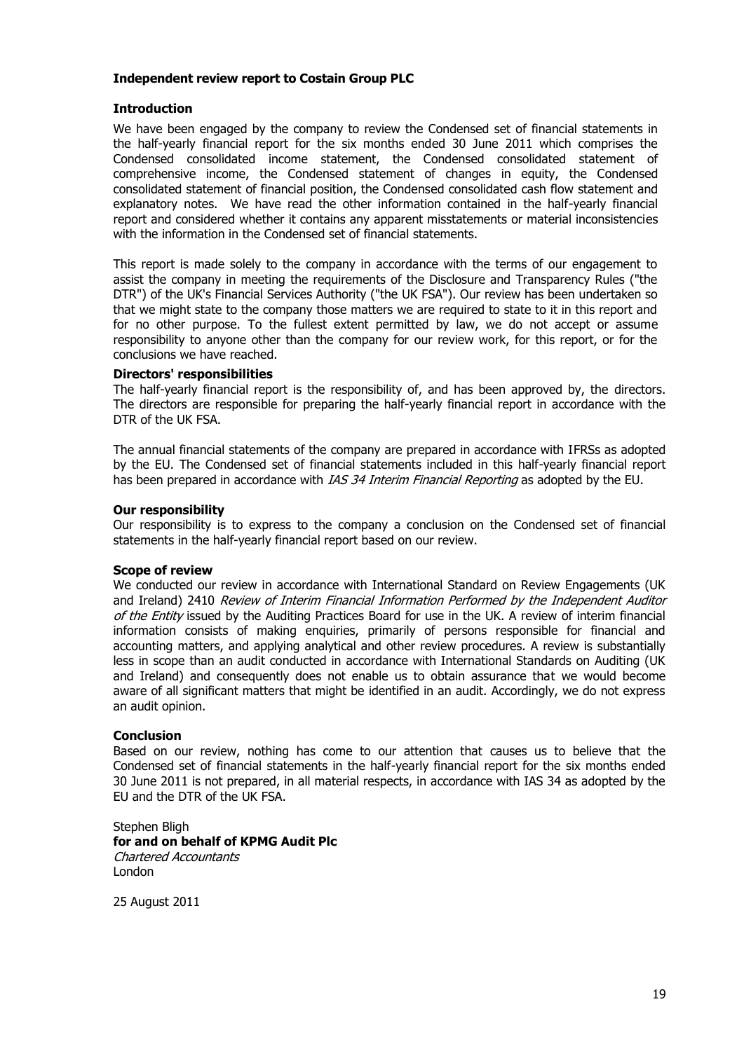**Independent review report to Costain Group PLC**

**Introduction**

We have been engaged by the company to review the Condensed set of financial statements in the half-yearly financial report for the six months ended 30 June 2011 which comprises the Condensed consolidated income statement, the Condensed consolidated statement of comprehensive income, the Condensed statement of changes in equity, the Condensed consolidated statement of financial position, the Condensed consolidated cash flow statement and explanatory notes. We have read the other information contained in the half-yearly financial report and considered whether it contains any apparent misstatements or material inconsistencies with the information in the Condensed set of financial statements.

This report is made solely to the company in accordance with the terms of our engagement to assist the company in meeting the requirements of the Disclosure and Transparency Rules ("the DTR") of the UK's Financial Services Authority ("the UK FSA"). Our review has been undertaken so that we might state to the company those matters we are required to state to it in this report and for no other purpose. To the fullest extent permitted by law, we do not accept or assume responsibility to anyone other than the company for our review work, for this report, or for the conclusions we have reached.

**Directors' responsibilities**

The half-yearly financial report is the responsibility of, and has been approved by, the directors. The directors are responsible for preparing the half-yearly financial report in accordance with the DTR of the UK FSA.

The annual financial statements of the company are prepared in accordance with IFRSs as adopted by the EU. The Condensed set of financial statements included in this half-yearly financial report has been prepared in accordance with *IAS 34 Interim Financial Reporting* as adopted by the EU.

**Our responsibility**

Our responsibility is to express to the company a conclusion on the Condensed set of financial statements in the half-yearly financial report based on our review.

**Scope of review**

We conducted our review in accordance with International Standard on Review Engagements (UK and Ireland) 2410 *Review of Interim Financial Information Performed by the Independent Auditor of the Entity* issued by the Auditing Practices Board for use in the UK. A review of interim financial information consists of making enquiries, primarily of persons responsible for financial and accounting matters, and applying analytical and other review procedures. A review is substantially less in scope than an audit conducted in accordance with International Standards on Auditing (UK and Ireland) and consequently does not enable us to obtain assurance that we would become aware of all significant matters that might be identified in an audit. Accordingly, we do not express an audit opinion.

**Conclusion**

Based on our review, nothing has come to our attention that causes us to believe that the Condensed set of financial statements in the half-yearly financial report for the six months ended 30 June 2011 is not prepared, in all material respects, in accordance with IAS 34 as adopted by the EU and the DTR of the UK FSA.

Stephen Bligh  
**for and on behalf of KPMG Audit Plc**  
*Chartered Accountants*  
London

25 August 2011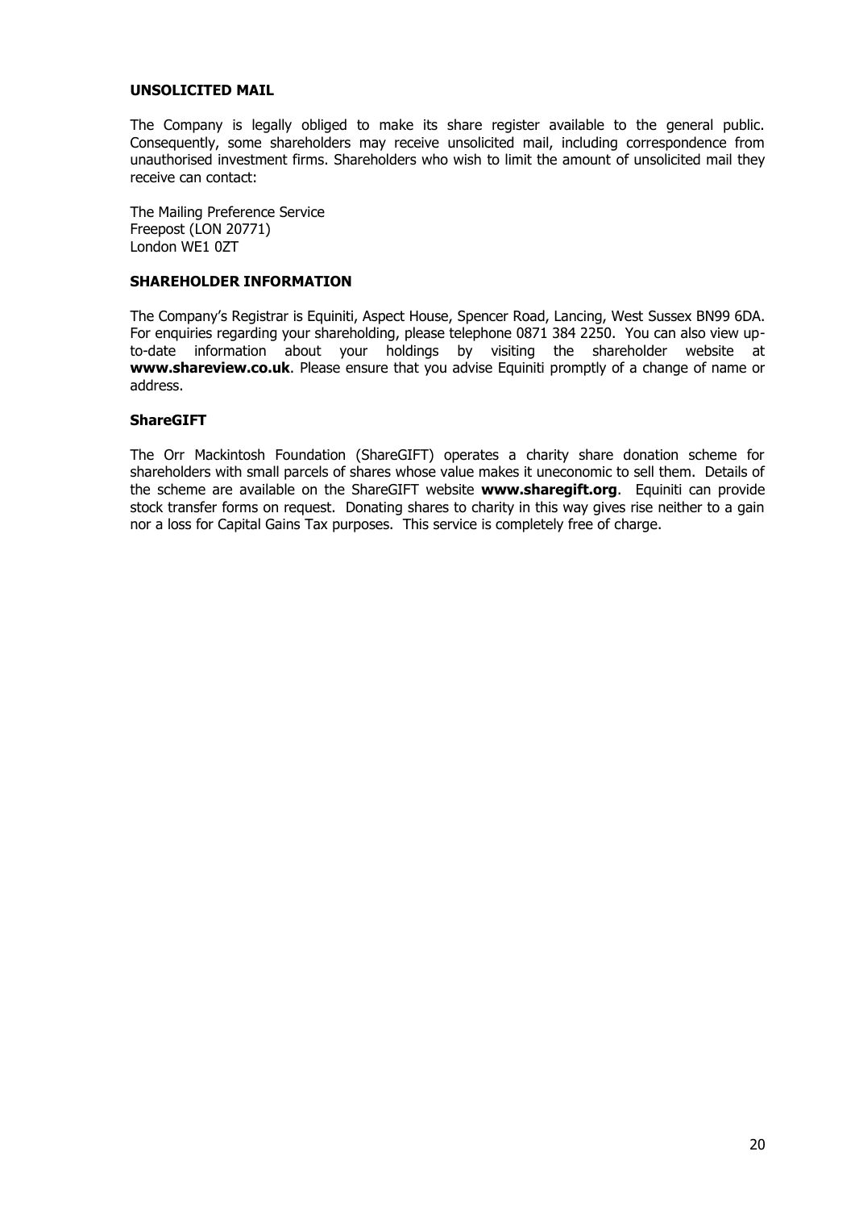## UNSOLICITED MAIL

The Company is legally obliged to make its share register available to the general public. Consequently, some shareholders may receive unsolicited mail, including correspondence from unauthorised investment firms. Shareholders who wish to limit the amount of unsolicited mail they receive can contact:

The Mailing Preference Service
Freepost (LON 20771)
London WE1 0ZT

## SHAREHOLDER INFORMATION

The Company's Registrar is Equiniti, Aspect House, Spencer Road, Lancing, West Sussex BN99 6DA. For enquiries regarding your shareholding, please telephone 0871 384 2250. You can also view up-to-date information about your holdings by visiting the shareholder website at **www.shareview.co.uk**. Please ensure that you advise Equiniti promptly of a change of name or address.

## ShareGIFT

The Orr Mackintosh Foundation (ShareGIFT) operates a charity share donation scheme for shareholders with small parcels of shares whose value makes it uneconomic to sell them. Details of the scheme are available on the ShareGIFT website **www.sharegift.org**. Equiniti can provide stock transfer forms on request. Donating shares to charity in this way gives rise neither to a gain nor a loss for Capital Gains Tax purposes. This service is completely free of charge.